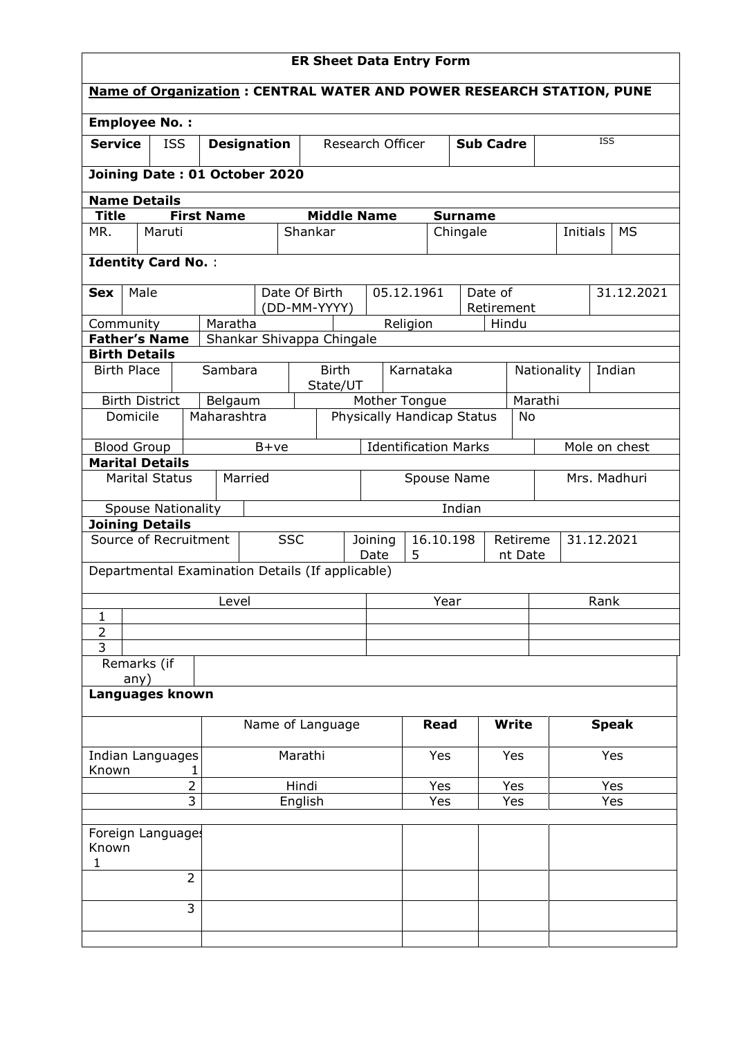# ER Sheet Data Entry Form

**Name of Organization : CENTRAL WATER AND POWER RESEARCH STATION, PUNE**

**Employee No. :**

| **Service** | ISS | **Designation** | Research Officer | **Sub Cadre** | ISS |
|---|---|---|---|---|---|

**Joining Date : 01 October 2020**

**Name Details**

| **Title** | **First Name** | **Middle Name** | **Surname** | | |
|---|---|---|---|---|---|
| MR. | Maruti | Shankar | Chingale | Initials | MS |

**Identity Card No.** :

| **Sex** | Male | Date Of Birth (DD-MM-YYYY) | 05.12.1961 | Date of Retirement | 31.12.2021 |
|---|---|---|---|---|---|
| Community | Maratha | Religion | Hindu | | |
| **Father's Name** | Shankar Shivappa Chingale | | | | |

**Birth Details**

| Birth Place | Sambara | Birth State/UT | Karnataka | Nationality | Indian |
|---|---|---|---|---|---|
| Birth District | Belgaum | Mother Tongue | Marathi | | |
| Domicile | Maharashtra | Physically Handicap Status | No | | |
| Blood Group | B+ve | Identification Marks | Mole on chest | | |

**Marital Details**

| Marital Status | Married | Spouse Name | Mrs. Madhuri |
|---|---|---|---|
| Spouse Nationality | Indian | | |

**Joining Details**

| Source of Recruitment | SSC | Joining Date | 16.10.1985 | Retirement Date | 31.12.2021 |
|---|---|---|---|---|---|

Departmental Examination Details (If applicable)

| | Level | Year | Rank |
|---|---|---|---|
| 1 | | | |
| 2 | | | |
| 3 | | | |

| Remarks (if any) | |
|---|---|

**Languages known**

| | Name of Language | **Read** | **Write** | **Speak** |
|---|---|---|---|---|
| Indian Languages Known 1 | Marathi | Yes | Yes | Yes |
| 2 | Hindi | Yes | Yes | Yes |
| 3 | English | Yes | Yes | Yes |
| | | | | |
| Foreign Languages Known 1 | | | | |
| 2 | | | | |
| 3 | | | | |
| | | | | |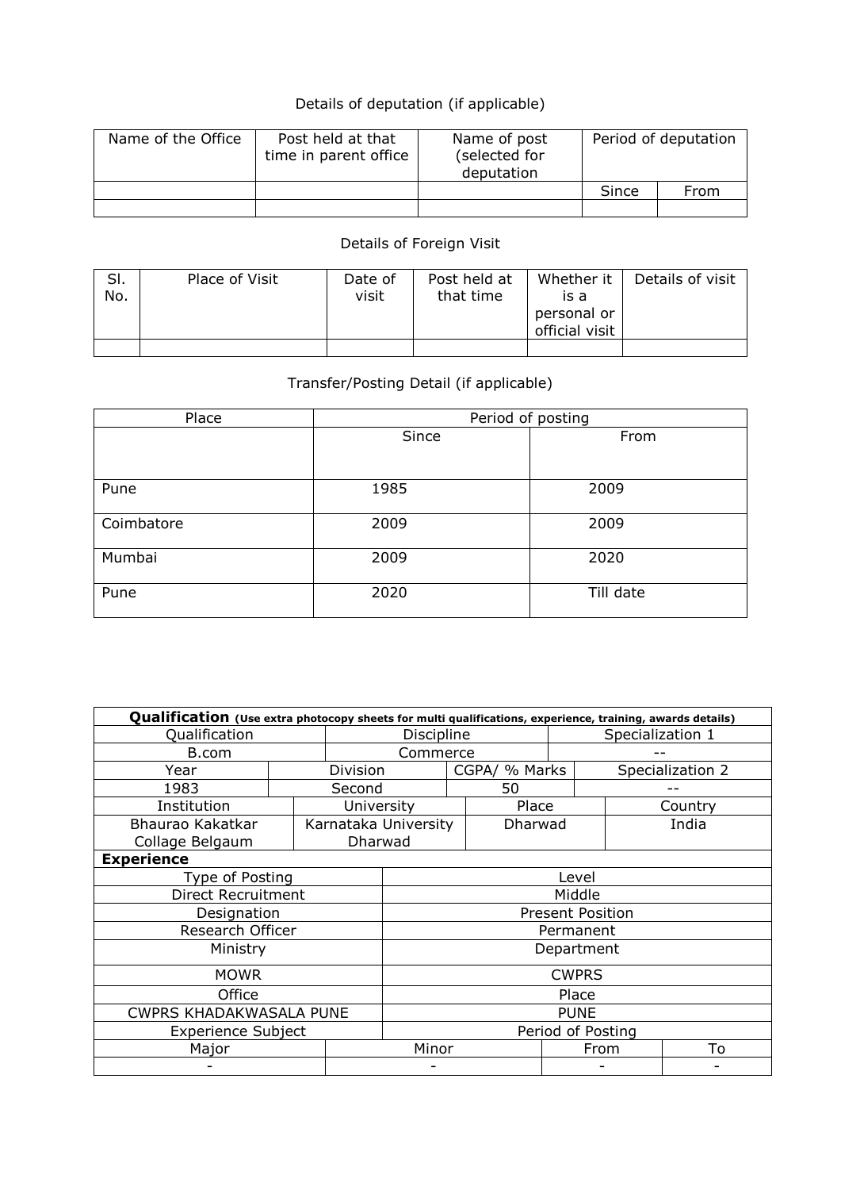Details of deputation (if applicable)

| Name of the Office | Post held at that time in parent office | Name of post (selected for deputation | Period of deputation | |
|---|---|---|---|---|
| | | | Since | From |
| | | | | |

Details of Foreign Visit

| Sl. No. | Place of Visit | Date of visit | Post held at that time | Whether it is a personal or official visit | Details of visit |
|---|---|---|---|---|---|
| | | | | | |

Transfer/Posting Detail (if applicable)

| Place | Period of posting | |
|---|---|---|
| | Since | From |
| Pune | 1985 | 2009 |
| Coimbatore | 2009 | 2009 |
| Mumbai | 2009 | 2020 |
| Pune | 2020 | Till date |

| **Qualification** (Use extra photocopy sheets for multi qualifications, experience, training, awards details) | | | |
|---|---|---|---|
| Qualification | Discipline | Specialization 1 | |
| B.com | Commerce | -- | |
| Year | Division | CGPA/ % Marks | Specialization 2 |
| 1983 | Second | 50 | -- |
| Institution | University | Place | Country |
| Bhaurao Kakatkar Collage Belgaum | Karnataka University Dharwad | Dharwad | India |

| **Experience** | | | |
|---|---|---|---|
| Type of Posting | Level | | |
| Direct Recruitment | Middle | | |
| Designation | Present Position | | |
| Research Officer | Permanent | | |
| Ministry | Department | | |
| MOWR | CWPRS | | |
| Office | Place | | |
| CWPRS KHADAKWASALA PUNE | PUNE | | |
| Experience Subject | | Period of Posting | |
| Major | Minor | From | To |
| - | - | - | - |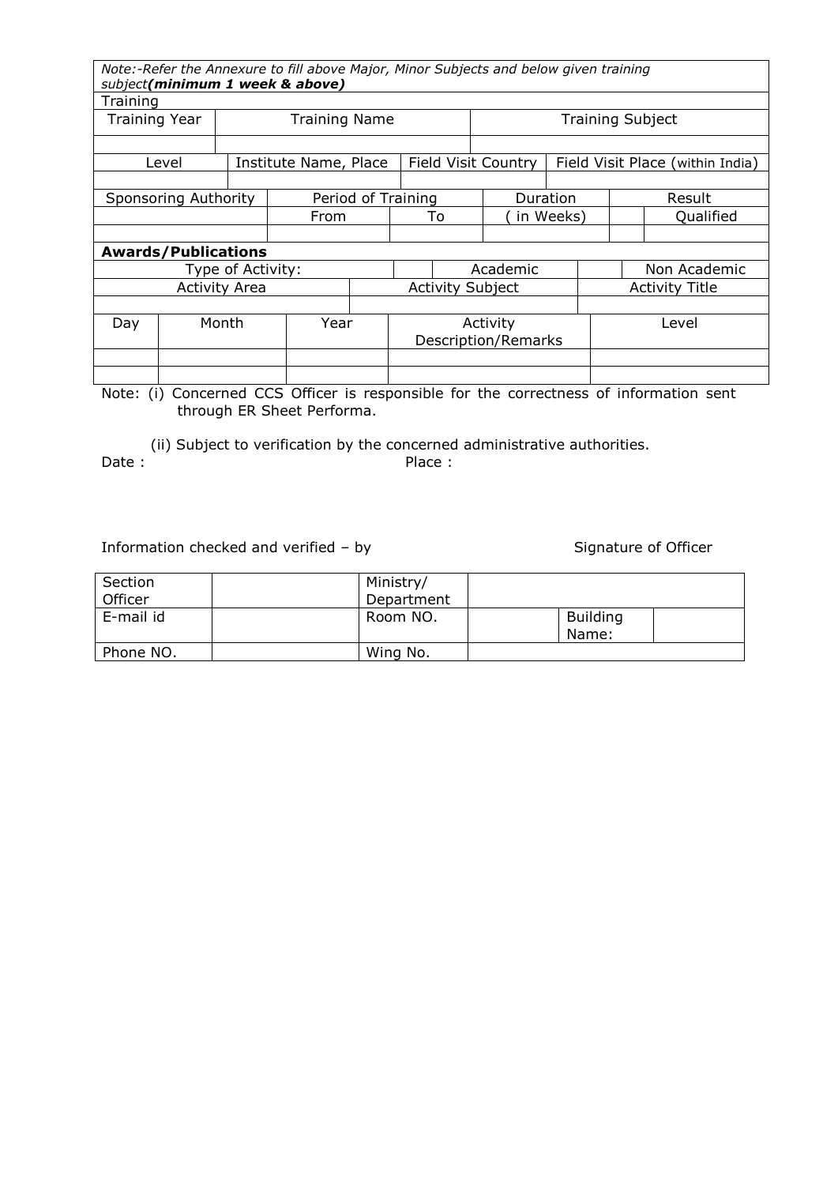*Note:-Refer the Annexure to fill above Major, Minor Subjects and below given training subject**(minimum 1 week & above)***

Training

| Training Year | Training Name | Training Subject |
|---|---|---|
| | | |

| Level | Institute Name, Place | Field Visit Country | Field Visit Place (within India) |
|---|---|---|---|
| | | | |

| Sponsoring Authority | Period of Training | | Duration | Result | |
|---|---|---|---|---|---|
| | From | To | ( in Weeks) | | Qualified |
| | | | | | |

**Awards/Publications**

| Type of Activity: | | Academic | | Non Academic |
|---|---|---|---|---|
| Activity Area | | Activity Subject | | Activity Title |
| | | | | |

| Day | Month | Year | Activity Description/Remarks | Level |
|---|---|---|---|---|
| | | | | |
| | | | | |

Note: (i) Concerned CCS Officer is responsible for the correctness of information sent through ER Sheet Performa.

(ii) Subject to verification by the concerned administrative authorities.

Date :    Place :

Information checked and verified – by    Signature of Officer

| | | | | | |
|---|---|---|---|---|---|
| Section Officer | | Ministry/ Department | | | |
| E-mail id | | Room NO. | | Building Name: | |
| Phone NO. | | Wing No. | | | |